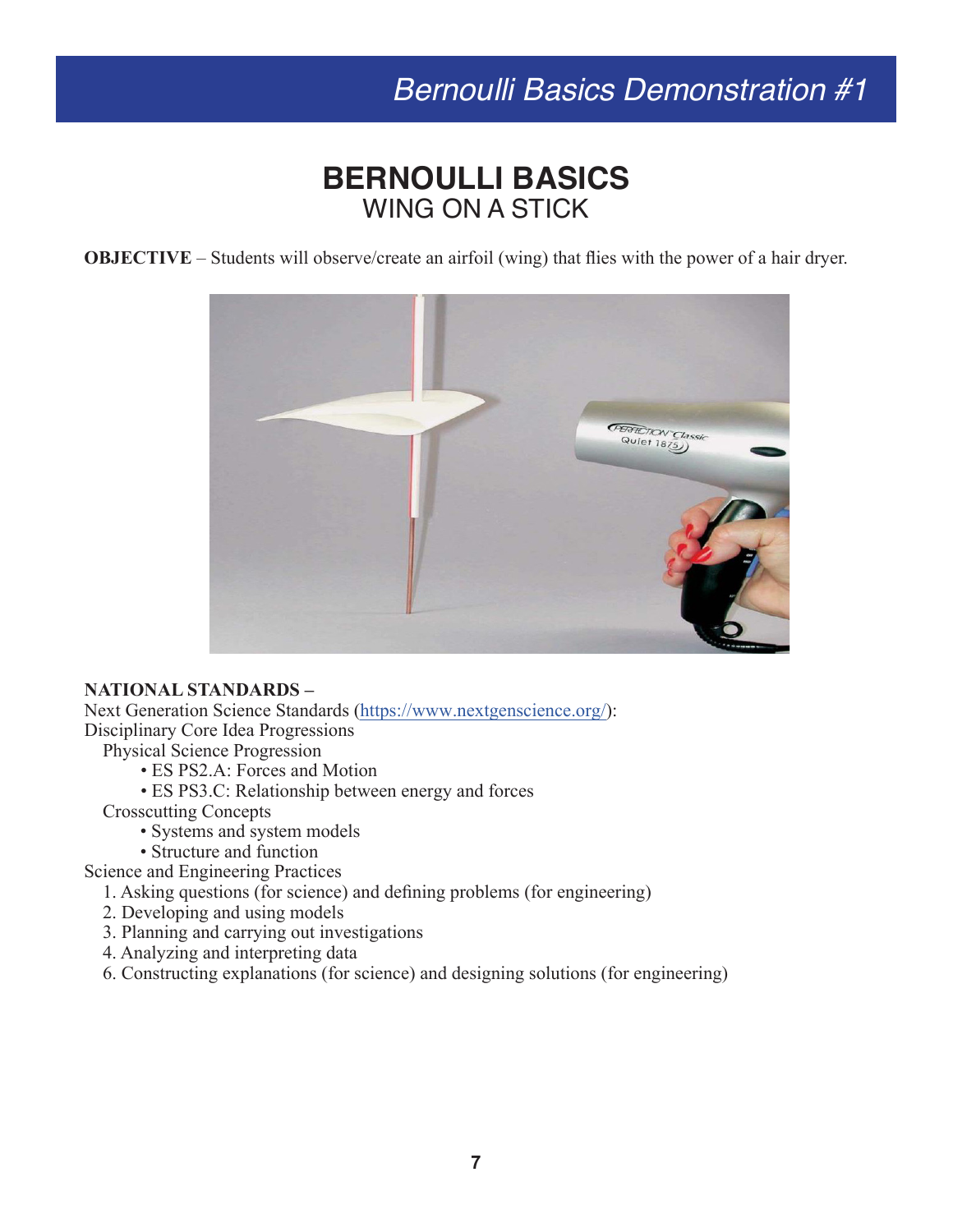# BERNOULLI BASICS
## WING ON A STICK

**OBJECTIVE** – Students will observe/create an airfoil (wing) that flies with the power of a hair dryer.

**NATIONAL STANDARDS –**

Next Generation Science Standards (https://www.nextgenscience.org/):

Disciplinary Core Idea Progressions

- Physical Science Progression
  - ES PS2.A: Forces and Motion
  - ES PS3.C: Relationship between energy and forces
- Crosscutting Concepts
  - Systems and system models
  - Structure and function

Science and Engineering Practices

1. Asking questions (for science) and defining problems (for engineering)
2. Developing and using models
3. Planning and carrying out investigations
4. Analyzing and interpreting data

6. Constructing explanations (for science) and designing solutions (for engineering)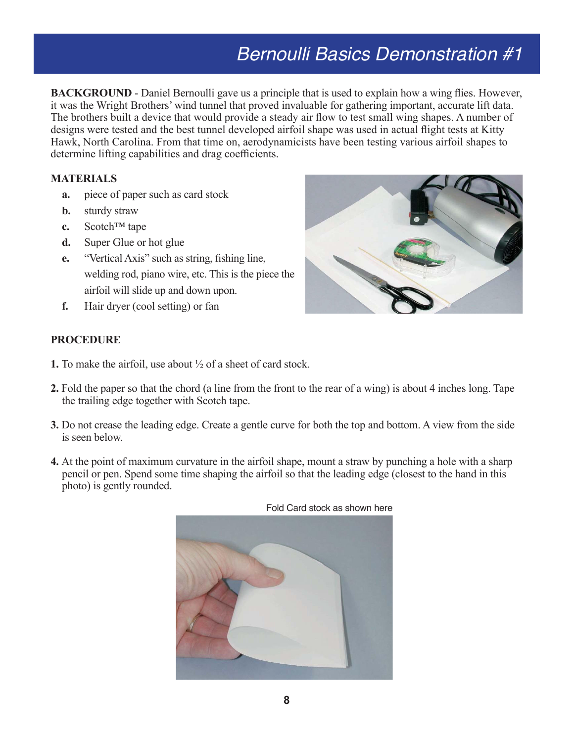# Bernoulli Basics Demonstration #1

**BACKGROUND** - Daniel Bernoulli gave us a principle that is used to explain how a wing flies. However, it was the Wright Brothers' wind tunnel that proved invaluable for gathering important, accurate lift data. The brothers built a device that would provide a steady air flow to test small wing shapes. A number of designs were tested and the best tunnel developed airfoil shape was used in actual flight tests at Kitty Hawk, North Carolina. From that time on, aerodynamicists have been testing various airfoil shapes to determine lifting capabilities and drag coefficients.

## MATERIALS

- **a.** piece of paper such as card stock
- **b.** sturdy straw
- **c.** Scotch™ tape
- **d.** Super Glue or hot glue
- **e.** "Vertical Axis" such as string, fishing line, welding rod, piano wire, etc. This is the piece the airfoil will slide up and down upon.
- **f.** Hair dryer (cool setting) or fan

## PROCEDURE

**1.** To make the airfoil, use about ½ of a sheet of card stock.

**2.** Fold the paper so that the chord (a line from the front to the rear of a wing) is about 4 inches long. Tape the trailing edge together with Scotch tape.

**3.** Do not crease the leading edge. Create a gentle curve for both the top and bottom. A view from the side is seen below.

**4.** At the point of maximum curvature in the airfoil shape, mount a straw by punching a hole with a sharp pencil or pen. Spend some time shaping the airfoil so that the leading edge (closest to the hand in this photo) is gently rounded.

Fold Card stock as shown here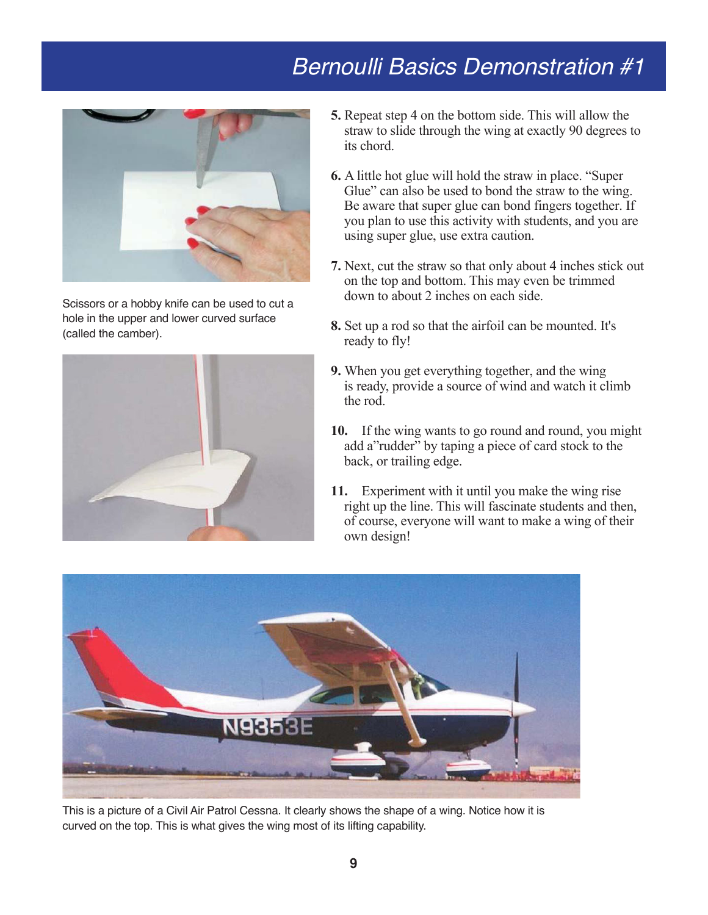# Bernoulli Basics Demonstration #1

Scissors or a hobby knife can be used to cut a hole in the upper and lower curved surface (called the camber).

5. Repeat step 4 on the bottom side. This will allow the straw to slide through the wing at exactly 90 degrees to its chord.

6. A little hot glue will hold the straw in place. "Super Glue" can also be used to bond the straw to the wing. Be aware that super glue can bond fingers together. If you plan to use this activity with students, and you are using super glue, use extra caution.

7. Next, cut the straw so that only about 4 inches stick out on the top and bottom. This may even be trimmed down to about 2 inches on each side.

8. Set up a rod so that the airfoil can be mounted. It's ready to fly!

9. When you get everything together, and the wing is ready, provide a source of wind and watch it climb the rod.

10. If the wing wants to go round and round, you might add a"rudder" by taping a piece of card stock to the back, or trailing edge.

11. Experiment with it until you make the wing rise right up the line. This will fascinate students and then, of course, everyone will want to make a wing of their own design!

This is a picture of a Civil Air Patrol Cessna. It clearly shows the shape of a wing. Notice how it is curved on the top. This is what gives the wing most of its lifting capability.